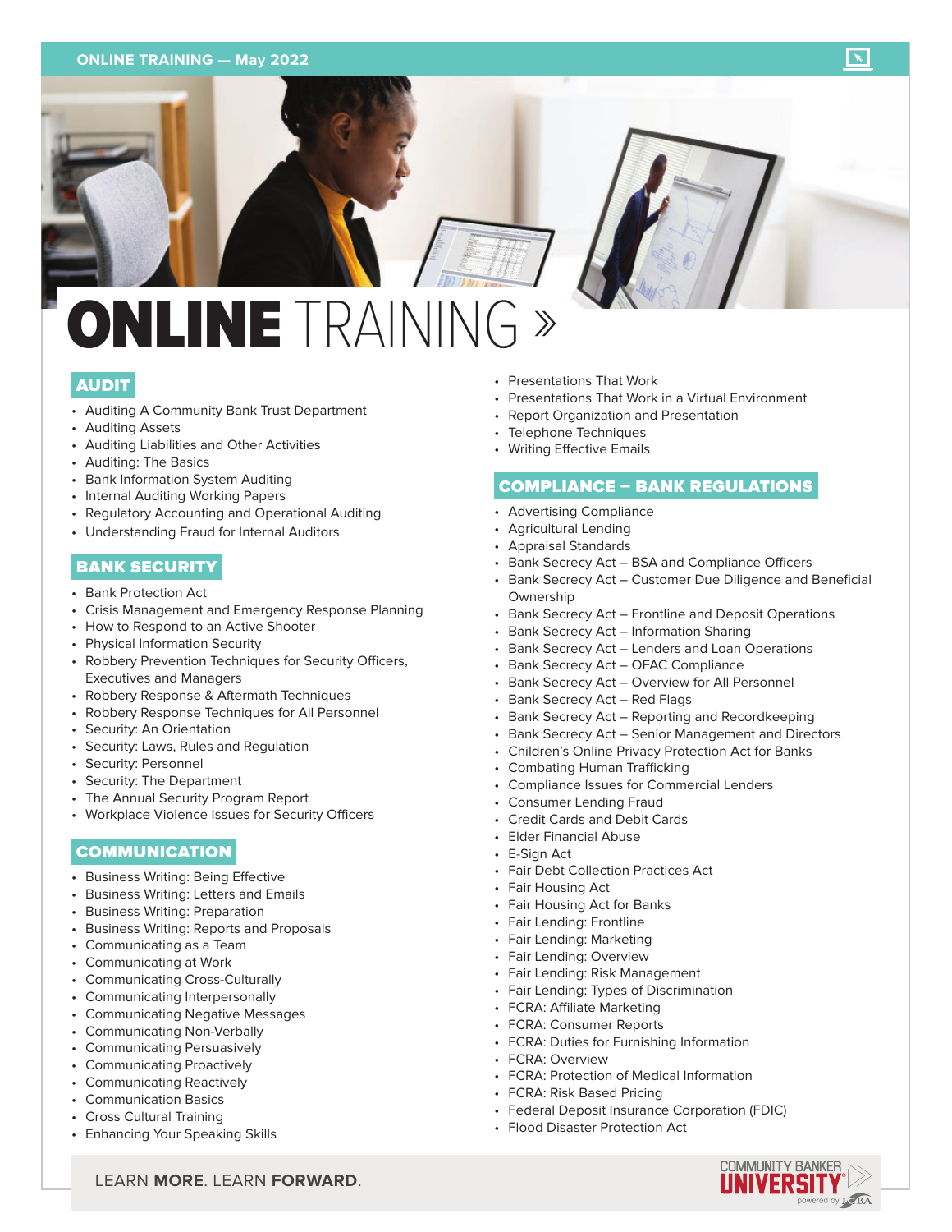# ONLINE TRAINING »

## AUDIT

- Auditing A Community Bank Trust Department
- Auditing Assets
- Auditing Liabilities and Other Activities
- Auditing: The Basics
- Bank Information System Auditing
- Internal Auditing Working Papers
- Regulatory Accounting and Operational Auditing
- Understanding Fraud for Internal Auditors

## BANK SECURITY

- Bank Protection Act
- Crisis Management and Emergency Response Planning
- How to Respond to an Active Shooter
- Physical Information Security
- Robbery Prevention Techniques for Security Officers, Executives and Managers
- Robbery Response & Aftermath Techniques
- Robbery Response Techniques for All Personnel
- Security: An Orientation
- Security: Laws, Rules and Regulation
- Security: Personnel
- Security: The Department
- The Annual Security Program Report
- Workplace Violence Issues for Security Officers

## COMMUNICATION

- Business Writing: Being Effective
- Business Writing: Letters and Emails
- Business Writing: Preparation
- Business Writing: Reports and Proposals
- Communicating as a Team
- Communicating at Work
- Communicating Cross-Culturally
- Communicating Interpersonally
- Communicating Negative Messages
- Communicating Non-Verbally
- Communicating Persuasively
- Communicating Proactively
- Communicating Reactively
- Communication Basics
- Cross Cultural Training
- Enhancing Your Speaking Skills
- Presentations That Work
- Presentations That Work in a Virtual Environment
- Report Organization and Presentation
- Telephone Techniques
- Writing Effective Emails

## COMPLIANCE – BANK REGULATIONS

- Advertising Compliance
- Agricultural Lending
- Appraisal Standards
- Bank Secrecy Act – BSA and Compliance Officers
- Bank Secrecy Act – Customer Due Diligence and Beneficial Ownership
- Bank Secrecy Act – Frontline and Deposit Operations
- Bank Secrecy Act – Information Sharing
- Bank Secrecy Act – Lenders and Loan Operations
- Bank Secrecy Act – OFAC Compliance
- Bank Secrecy Act – Overview for All Personnel
- Bank Secrecy Act – Red Flags
- Bank Secrecy Act – Reporting and Recordkeeping
- Bank Secrecy Act – Senior Management and Directors
- Children's Online Privacy Protection Act for Banks
- Combating Human Trafficking
- Compliance Issues for Commercial Lenders
- Consumer Lending Fraud
- Credit Cards and Debit Cards
- Elder Financial Abuse
- E-Sign Act
- Fair Debt Collection Practices Act
- Fair Housing Act
- Fair Housing Act for Banks
- Fair Lending: Frontline
- Fair Lending: Marketing
- Fair Lending: Overview
- Fair Lending: Risk Management
- Fair Lending: Types of Discrimination
- FCRA: Affiliate Marketing
- FCRA: Consumer Reports
- FCRA: Duties for Furnishing Information
- FCRA: Overview
- FCRA: Protection of Medical Information
- FCRA: Risk Based Pricing
- Federal Deposit Insurance Corporation (FDIC)
- Flood Disaster Protection Act

LEARN **MORE**. LEARN **FORWARD**.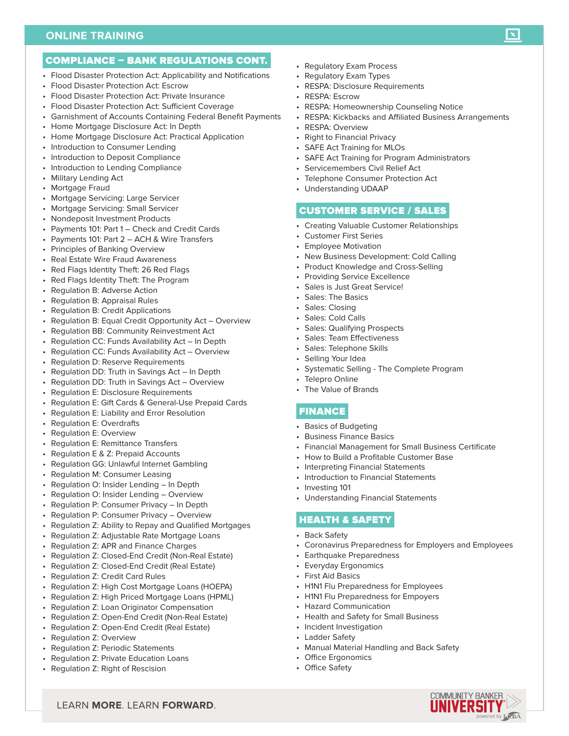## ONLINE TRAINING

### COMPLIANCE – BANK REGULATIONS CONT.

- Flood Disaster Protection Act: Applicability and Notifications
- Flood Disaster Protection Act: Escrow
- Flood Disaster Protection Act: Private Insurance
- Flood Disaster Protection Act: Sufficient Coverage
- Garnishment of Accounts Containing Federal Benefit Payments
- Home Mortgage Disclosure Act: In Depth
- Home Mortgage Disclosure Act: Practical Application
- Introduction to Consumer Lending
- Introduction to Deposit Compliance
- Introduction to Lending Compliance
- Military Lending Act
- Mortgage Fraud
- Mortgage Servicing: Large Servicer
- Mortgage Servicing: Small Servicer
- Nondeposit Investment Products
- Payments 101: Part 1 – Check and Credit Cards
- Payments 101: Part 2 – ACH & Wire Transfers
- Principles of Banking Overview
- Real Estate Wire Fraud Awareness
- Red Flags Identity Theft: 26 Red Flags
- Red Flags Identity Theft: The Program
- Regulation B: Adverse Action
- Regulation B: Appraisal Rules
- Regulation B: Credit Applications
- Regulation B: Equal Credit Opportunity Act – Overview
- Regulation BB: Community Reinvestment Act
- Regulation CC: Funds Availability Act – In Depth
- Regulation CC: Funds Availability Act – Overview
- Regulation D: Reserve Requirements
- Regulation DD: Truth in Savings Act – In Depth
- Regulation DD: Truth in Savings Act – Overview
- Regulation E: Disclosure Requirements
- Regulation E: Gift Cards & General-Use Prepaid Cards
- Regulation E: Liability and Error Resolution
- Regulation E: Overdrafts
- Regulation E: Overview
- Regulation E: Remittance Transfers
- Regulation E & Z: Prepaid Accounts
- Regulation GG: Unlawful Internet Gambling
- Regulation M: Consumer Leasing
- Regulation O: Insider Lending – In Depth
- Regulation O: Insider Lending – Overview
- Regulation P: Consumer Privacy – In Depth
- Regulation P: Consumer Privacy – Overview
- Regulation Z: Ability to Repay and Qualified Mortgages
- Regulation Z: Adjustable Rate Mortgage Loans
- Regulation Z: APR and Finance Charges
- Regulation Z: Closed-End Credit (Non-Real Estate)
- Regulation Z: Closed-End Credit (Real Estate)
- Regulation Z: Credit Card Rules
- Regulation Z: High Cost Mortgage Loans (HOEPA)
- Regulation Z: High Priced Mortgage Loans (HPML)
- Regulation Z: Loan Originator Compensation
- Regulation Z: Open-End Credit (Non-Real Estate)
- Regulation Z: Open-End Credit (Real Estate)
- Regulation Z: Overview
- Regulation Z: Periodic Statements
- Regulation Z: Private Education Loans
- Regulation Z: Right of Rescision
- Regulatory Exam Process
- Regulatory Exam Types
- RESPA: Disclosure Requirements
- RESPA: Escrow
- RESPA: Homeownership Counseling Notice
- RESPA: Kickbacks and Affiliated Business Arrangements
- RESPA: Overview
- Right to Financial Privacy
- SAFE Act Training for MLOs
- SAFE Act Training for Program Administrators
- Servicemembers Civil Relief Act
- Telephone Consumer Protection Act
- Understanding UDAAP

### CUSTOMER SERVICE / SALES

- Creating Valuable Customer Relationships
- Customer First Series
- Employee Motivation
- New Business Development: Cold Calling
- Product Knowledge and Cross-Selling
- Providing Service Excellence
- Sales is Just Great Service!
- Sales: The Basics
- Sales: Closing
- Sales: Cold Calls
- Sales: Qualifying Prospects
- Sales: Team Effectiveness
- Sales: Telephone Skills
- Selling Your Idea
- Systematic Selling - The Complete Program
- Telepro Online
- The Value of Brands

### FINANCE

- Basics of Budgeting
- Business Finance Basics
- Financial Management for Small Business Certificate
- How to Build a Profitable Customer Base
- Interpreting Financial Statements
- Introduction to Financial Statements
- Investing 101
- Understanding Financial Statements

### HEALTH & SAFETY

- Back Safety
- Coronavirus Preparedness for Employers and Employees
- Earthquake Preparedness
- Everyday Ergonomics
- First Aid Basics
- H1N1 Flu Preparedness for Employees
- H1N1 Flu Preparedness for Empoyers
- Hazard Communication
- Health and Safety for Small Business
- Incident Investigation
- Ladder Safety
- Manual Material Handling and Back Safety
- Office Ergonomics
- Office Safety

LEARN **MORE**. LEARN **FORWARD**.

COMMUNITY BANKER UNIVERSITY® powered by ICBA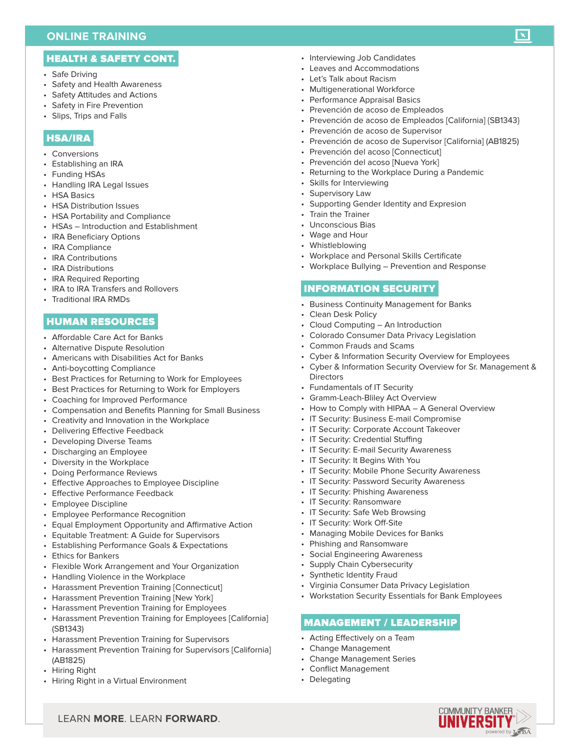# ONLINE TRAINING

## HEALTH & SAFETY CONT.

- Safe Driving
- Safety and Health Awareness
- Safety Attitudes and Actions
- Safety in Fire Prevention
- Slips, Trips and Falls

## HSA/IRA

- Conversions
- Establishing an IRA
- Funding HSAs
- Handling IRA Legal Issues
- HSA Basics
- HSA Distribution Issues
- HSA Portability and Compliance
- HSAs – Introduction and Establishment
- IRA Beneficiary Options
- IRA Compliance
- IRA Contributions
- IRA Distributions
- IRA Required Reporting
- IRA to IRA Transfers and Rollovers
- Traditional IRA RMDs

## HUMAN RESOURCES

- Affordable Care Act for Banks
- Alternative Dispute Resolution
- Americans with Disabilities Act for Banks
- Anti-boycotting Compliance
- Best Practices for Returning to Work for Employees
- Best Practices for Returning to Work for Employers
- Coaching for Improved Performance
- Compensation and Benefits Planning for Small Business
- Creativity and Innovation in the Workplace
- Delivering Effective Feedback
- Developing Diverse Teams
- Discharging an Employee
- Diversity in the Workplace
- Doing Performance Reviews
- Effective Approaches to Employee Discipline
- Effective Performance Feedback
- Employee Discipline
- Employee Performance Recognition
- Equal Employment Opportunity and Affirmative Action
- Equitable Treatment: A Guide for Supervisors
- Establishing Performance Goals & Expectations
- Ethics for Bankers
- Flexible Work Arrangement and Your Organization
- Handling Violence in the Workplace
- Harassment Prevention Training [Connecticut]
- Harassment Prevention Training [New York]
- Harassment Prevention Training for Employees
- Harassment Prevention Training for Employees [California] (SB1343)
- Harassment Prevention Training for Supervisors
- Harassment Prevention Training for Supervisors [California] (AB1825)
- Hiring Right
- Hiring Right in a Virtual Environment
- Interviewing Job Candidates
- Leaves and Accommodations
- Let's Talk about Racism
- Multigenerational Workforce
- Performance Appraisal Basics
- Prevención de acoso de Empleados
- Prevención de acoso de Empleados [California] (SB1343)
- Prevención de acoso de Supervisor
- Prevención de acoso de Supervisor [California] (AB1825)
- Prevención del acoso [Connecticut]
- Prevención del acoso [Nueva York]
- Returning to the Workplace During a Pandemic
- Skills for Interviewing
- Supervisory Law
- Supporting Gender Identity and Expresion
- Train the Trainer
- Unconscious Bias
- Wage and Hour
- Whistleblowing
- Workplace and Personal Skills Certificate
- Workplace Bullying – Prevention and Response

## INFORMATION SECURITY

- Business Continuity Management for Banks
- Clean Desk Policy
- Cloud Computing – An Introduction
- Colorado Consumer Data Privacy Legislation
- Common Frauds and Scams
- Cyber & Information Security Overview for Employees
- Cyber & Information Security Overview for Sr. Management & Directors
- Fundamentals of IT Security
- Gramm-Leach-Bliley Act Overview
- How to Comply with HIPAA – A General Overview
- IT Security: Business E-mail Compromise
- IT Security: Corporate Account Takeover
- IT Security: Credential Stuffing
- IT Security: E-mail Security Awareness
- IT Security: It Begins With You
- IT Security: Mobile Phone Security Awareness
- IT Security: Password Security Awareness
- IT Security: Phishing Awareness
- IT Security: Ransomware
- IT Security: Safe Web Browsing
- IT Security: Work Off-Site
- Managing Mobile Devices for Banks
- Phishing and Ransomware
- Social Engineering Awareness
- Supply Chain Cybersecurity
- Synthetic Identity Fraud
- Virginia Consumer Data Privacy Legislation
- Workstation Security Essentials for Bank Employees

## MANAGEMENT / LEADERSHIP

- Acting Effectively on a Team
- Change Management
- Change Management Series
- Conflict Management
- Delegating

LEARN **MORE**. LEARN **FORWARD**.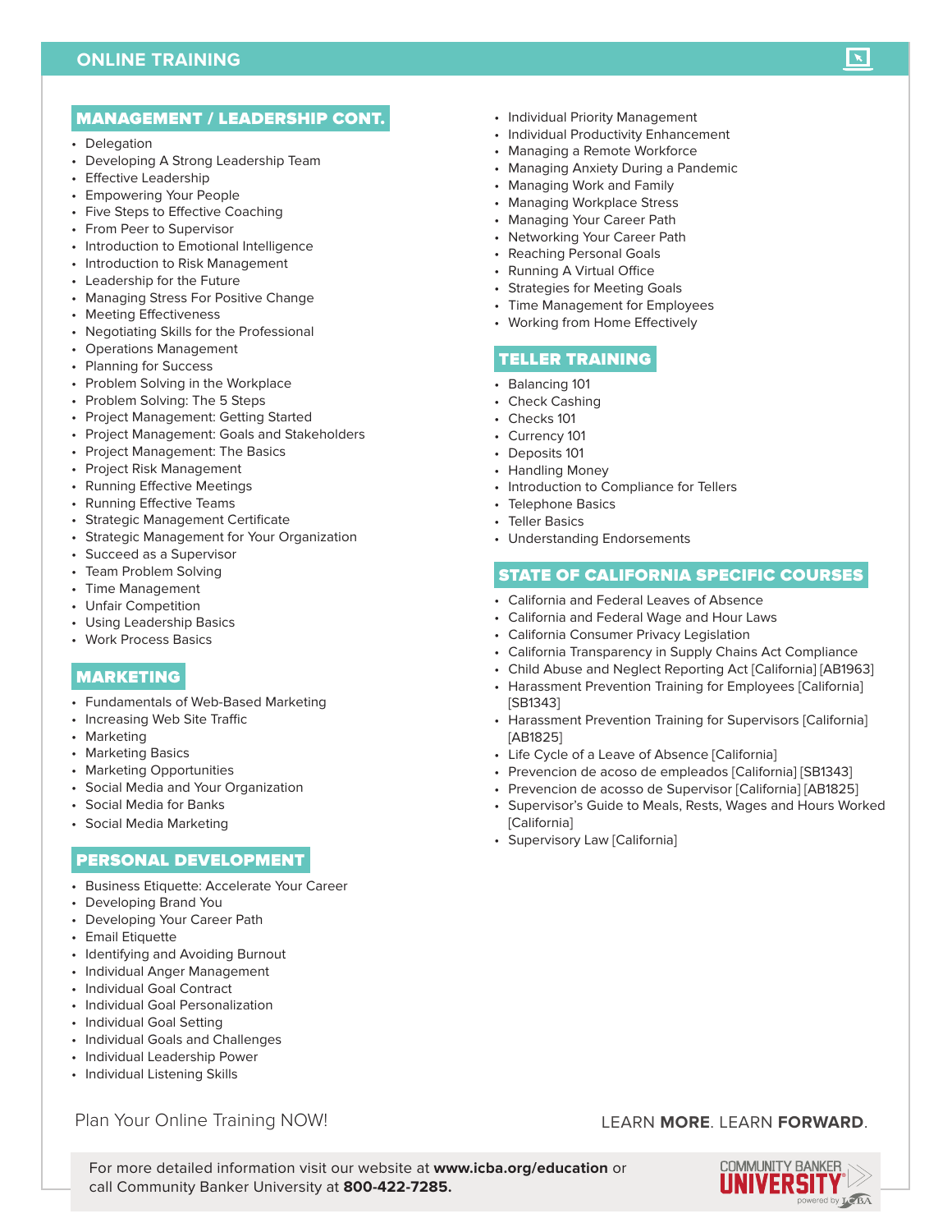## ONLINE TRAINING

### MANAGEMENT / LEADERSHIP CONT.

- Delegation
- Developing A Strong Leadership Team
- Effective Leadership
- Empowering Your People
- Five Steps to Effective Coaching
- From Peer to Supervisor
- Introduction to Emotional Intelligence
- Introduction to Risk Management
- Leadership for the Future
- Managing Stress For Positive Change
- Meeting Effectiveness
- Negotiating Skills for the Professional
- Operations Management
- Planning for Success
- Problem Solving in the Workplace
- Problem Solving: The 5 Steps
- Project Management: Getting Started
- Project Management: Goals and Stakeholders
- Project Management: The Basics
- Project Risk Management
- Running Effective Meetings
- Running Effective Teams
- Strategic Management Certificate
- Strategic Management for Your Organization
- Succeed as a Supervisor
- Team Problem Solving
- Time Management
- Unfair Competition
- Using Leadership Basics
- Work Process Basics

### MARKETING

- Fundamentals of Web-Based Marketing
- Increasing Web Site Traffic
- Marketing
- Marketing Basics
- Marketing Opportunities
- Social Media and Your Organization
- Social Media for Banks
- Social Media Marketing

### PERSONAL DEVELOPMENT

- Business Etiquette: Accelerate Your Career
- Developing Brand You
- Developing Your Career Path
- Email Etiquette
- Identifying and Avoiding Burnout
- Individual Anger Management
- Individual Goal Contract
- Individual Goal Personalization
- Individual Goal Setting
- Individual Goals and Challenges
- Individual Leadership Power
- Individual Listening Skills
- Individual Priority Management
- Individual Productivity Enhancement
- Managing a Remote Workforce
- Managing Anxiety During a Pandemic
- Managing Work and Family
- Managing Workplace Stress
- Managing Your Career Path
- Networking Your Career Path
- Reaching Personal Goals
- Running A Virtual Office
- Strategies for Meeting Goals
- Time Management for Employees
- Working from Home Effectively

### TELLER TRAINING

- Balancing 101
- Check Cashing
- Checks 101
- Currency 101
- Deposits 101
- Handling Money
- Introduction to Compliance for Tellers
- Telephone Basics
- Teller Basics
- Understanding Endorsements

### STATE OF CALIFORNIA SPECIFIC COURSES

- California and Federal Leaves of Absence
- California and Federal Wage and Hour Laws
- California Consumer Privacy Legislation
- California Transparency in Supply Chains Act Compliance
- Child Abuse and Neglect Reporting Act [California] [AB1963]
- Harassment Prevention Training for Employees [California] [SB1343]
- Harassment Prevention Training for Supervisors [California] [AB1825]
- Life Cycle of a Leave of Absence [California]
- Prevencion de acoso de empleados [California] [SB1343]
- Prevencion de acosso de Supervisor [California] [AB1825]
- Supervisor's Guide to Meals, Rests, Wages and Hours Worked [California]
- Supervisory Law [California]

Plan Your Online Training NOW!

LEARN **MORE**. LEARN **FORWARD**.

For more detailed information visit our website at **www.icba.org/education** or call Community Banker University at **800-422-7285.**

COMMUNITY BANKER UNIVERSITY powered by ICBA